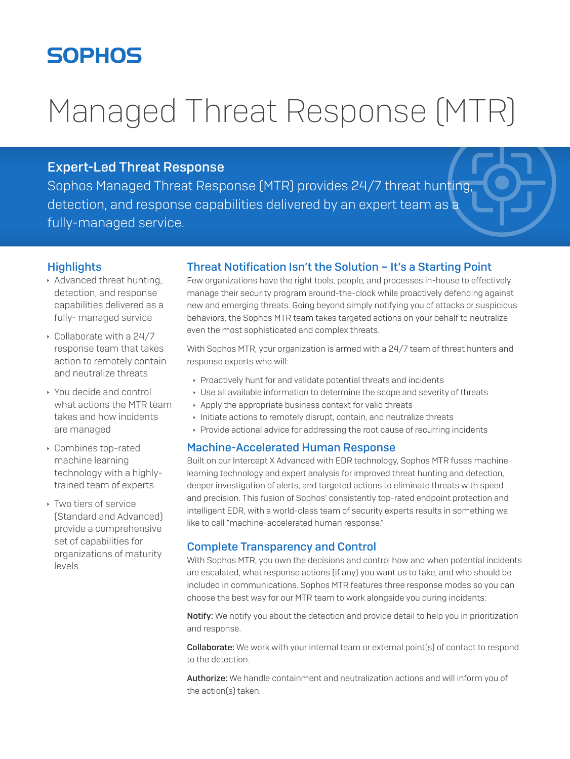SOPHOS

# Managed Threat Response (MTR)

## Expert-Led Threat Response

Sophos Managed Threat Response (MTR) provides 24/7 threat hunting, detection, and response capabilities delivered by an expert team as a fully-managed service.

### Highlights

- Advanced threat hunting, detection, and response capabilities delivered as a fully- managed service
- Collaborate with a 24/7 response team that takes action to remotely contain and neutralize threats
- You decide and control what actions the MTR team takes and how incidents are managed
- Combines top-rated machine learning technology with a highly-trained team of experts
- Two tiers of service (Standard and Advanced) provide a comprehensive set of capabilities for organizations of maturity levels

### Threat Notification Isn't the Solution – It's a Starting Point

Few organizations have the right tools, people, and processes in-house to effectively manage their security program around-the-clock while proactively defending against new and emerging threats. Going beyond simply notifying you of attacks or suspicious behaviors, the Sophos MTR team takes targeted actions on your behalf to neutralize even the most sophisticated and complex threats.

With Sophos MTR, your organization is armed with a 24/7 team of threat hunters and response experts who will:

- Proactively hunt for and validate potential threats and incidents
- Use all available information to determine the scope and severity of threats
- Apply the appropriate business context for valid threats
- Initiate actions to remotely disrupt, contain, and neutralize threats
- Provide actional advice for addressing the root cause of recurring incidents

### Machine-Accelerated Human Response

Built on our Intercept X Advanced with EDR technology, Sophos MTR fuses machine learning technology and expert analysis for improved threat hunting and detection, deeper investigation of alerts, and targeted actions to eliminate threats with speed and precision. This fusion of Sophos' consistently top-rated endpoint protection and intelligent EDR, with a world-class team of security experts results in something we like to call "machine-accelerated human response."

### Complete Transparency and Control

With Sophos MTR, you own the decisions and control how and when potential incidents are escalated, what response actions (if any) you want us to take, and who should be included in communications. Sophos MTR features three response modes so you can choose the best way for our MTR team to work alongside you during incidents:

**Notify:** We notify you about the detection and provide detail to help you in prioritization and response.

**Collaborate:** We work with your internal team or external point(s) of contact to respond to the detection.

**Authorize:** We handle containment and neutralization actions and will inform you of the action(s) taken.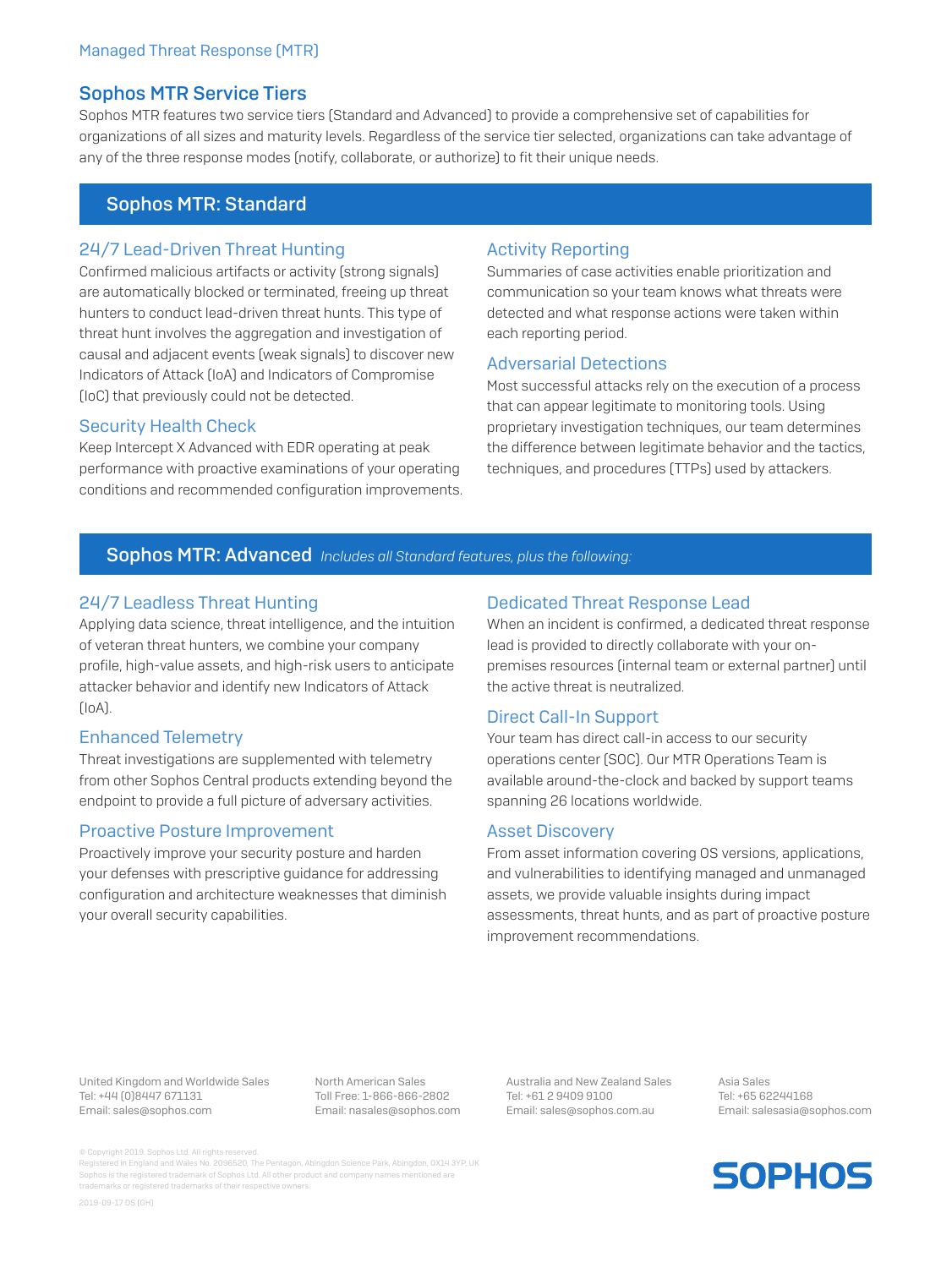## Sophos MTR Service Tiers

Sophos MTR features two service tiers (Standard and Advanced) to provide a comprehensive set of capabilities for organizations of all sizes and maturity levels. Regardless of the service tier selected, organizations can take advantage of any of the three response modes (notify, collaborate, or authorize) to fit their unique needs.

## Sophos MTR: Standard

### 24/7 Lead-Driven Threat Hunting

Confirmed malicious artifacts or activity (strong signals) are automatically blocked or terminated, freeing up threat hunters to conduct lead-driven threat hunts. This type of threat hunt involves the aggregation and investigation of causal and adjacent events (weak signals) to discover new Indicators of Attack (IoA) and Indicators of Compromise (IoC) that previously could not be detected.

### Security Health Check

Keep Intercept X Advanced with EDR operating at peak performance with proactive examinations of your operating conditions and recommended configuration improvements.

### Activity Reporting

Summaries of case activities enable prioritization and communication so your team knows what threats were detected and what response actions were taken within each reporting period.

### Adversarial Detections

Most successful attacks rely on the execution of a process that can appear legitimate to monitoring tools. Using proprietary investigation techniques, our team determines the difference between legitimate behavior and the tactics, techniques, and procedures (TTPs) used by attackers.

## Sophos MTR: Advanced *Includes all Standard features, plus the following:*

### 24/7 Leadless Threat Hunting

Applying data science, threat intelligence, and the intuition of veteran threat hunters, we combine your company profile, high-value assets, and high-risk users to anticipate attacker behavior and identify new Indicators of Attack (IoA).

### Enhanced Telemetry

Threat investigations are supplemented with telemetry from other Sophos Central products extending beyond the endpoint to provide a full picture of adversary activities.

### Proactive Posture Improvement

Proactively improve your security posture and harden your defenses with prescriptive guidance for addressing configuration and architecture weaknesses that diminish your overall security capabilities.

### Dedicated Threat Response Lead

When an incident is confirmed, a dedicated threat response lead is provided to directly collaborate with your on-premises resources (internal team or external partner) until the active threat is neutralized.

### Direct Call-In Support

Your team has direct call-in access to our security operations center (SOC). Our MTR Operations Team is available around-the-clock and backed by support teams spanning 26 locations worldwide.

### Asset Discovery

From asset information covering OS versions, applications, and vulnerabilities to identifying managed and unmanaged assets, we provide valuable insights during impact assessments, threat hunts, and as part of proactive posture improvement recommendations.

United Kingdom and Worldwide Sales
Tel: +44 (0)8447 671131
Email: sales@sophos.com

North American Sales
Toll Free: 1-866-866-2802
Email: nasales@sophos.com

Australia and New Zealand Sales
Tel: +61 2 9409 9100
Email: sales@sophos.com.au

Asia Sales
Tel: +65 62244168
Email: salesasia@sophos.com

© Copyright 2019. Sophos Ltd. All rights reserved.
Registered in England and Wales No. 2096520, The Pentagon, Abingdon Science Park, Abingdon, OX14 3YP, UK
Sophos is the registered trademark of Sophos Ltd. All other product and company names mentioned are trademarks or registered trademarks of their respective owners.

2019-09-17 DS (GH)

SOPHOS